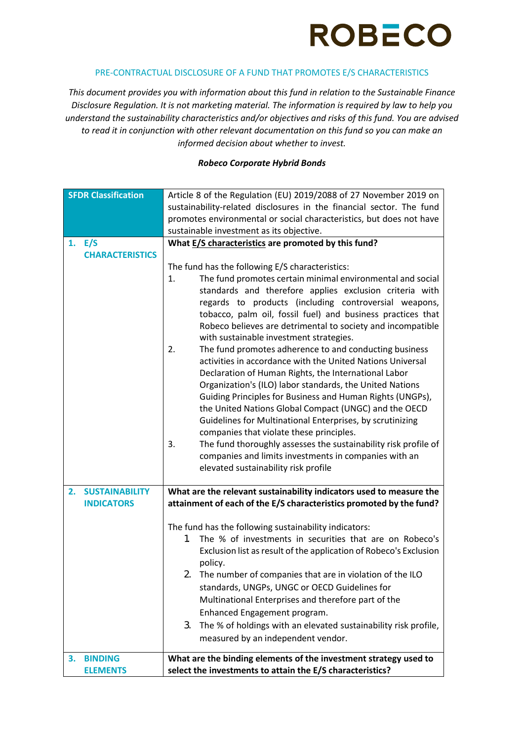ROBECO

PRE-CONTRACTUAL DISCLOSURE OF A FUND THAT PROMOTES E/S CHARACTERISTICS

*This document provides you with information about this fund in relation to the Sustainable Finance Disclosure Regulation. It is not marketing material. The information is required by law to help you understand the sustainability characteristics and/or objectives and risks of this fund. You are advised to read it in conjunction with other relevant documentation on this fund so you can make an informed decision about whether to invest.*

***Robeco Corporate Hybrid Bonds***

| **SFDR Classification** | Article 8 of the Regulation (EU) 2019/2088 of 27 November 2019 on sustainability-related disclosures in the financial sector. The fund promotes environmental or social characteristics, but does not have sustainable investment as its objective. |
|---|---|
| **1. E/S CHARACTERISTICS** | **What E/S characteristics are promoted by this fund?**<br><br>The fund has the following E/S characteristics:<br>1. The fund promotes certain minimal environmental and social standards and therefore applies exclusion criteria with regards to products (including controversial weapons, tobacco, palm oil, fossil fuel) and business practices that Robeco believes are detrimental to society and incompatible with sustainable investment strategies.<br>2. The fund promotes adherence to and conducting business activities in accordance with the United Nations Universal Declaration of Human Rights, the International Labor Organization's (ILO) labor standards, the United Nations Guiding Principles for Business and Human Rights (UNGPs), the United Nations Global Compact (UNGC) and the OECD Guidelines for Multinational Enterprises, by scrutinizing companies that violate these principles.<br>3. The fund thoroughly assesses the sustainability risk profile of companies and limits investments in companies with an elevated sustainability risk profile |
| **2. SUSTAINABILITY INDICATORS** | **What are the relevant sustainability indicators used to measure the attainment of each of the E/S characteristics promoted by the fund?**<br><br>The fund has the following sustainability indicators:<br>1. The % of investments in securities that are on Robeco's Exclusion list as result of the application of Robeco's Exclusion policy.<br>2. The number of companies that are in violation of the ILO standards, UNGPs, UNGC or OECD Guidelines for Multinational Enterprises and therefore part of the Enhanced Engagement program.<br>3. The % of holdings with an elevated sustainability risk profile, measured by an independent vendor. |
| **3. BINDING ELEMENTS** | **What are the binding elements of the investment strategy used to select the investments to attain the E/S characteristics?** |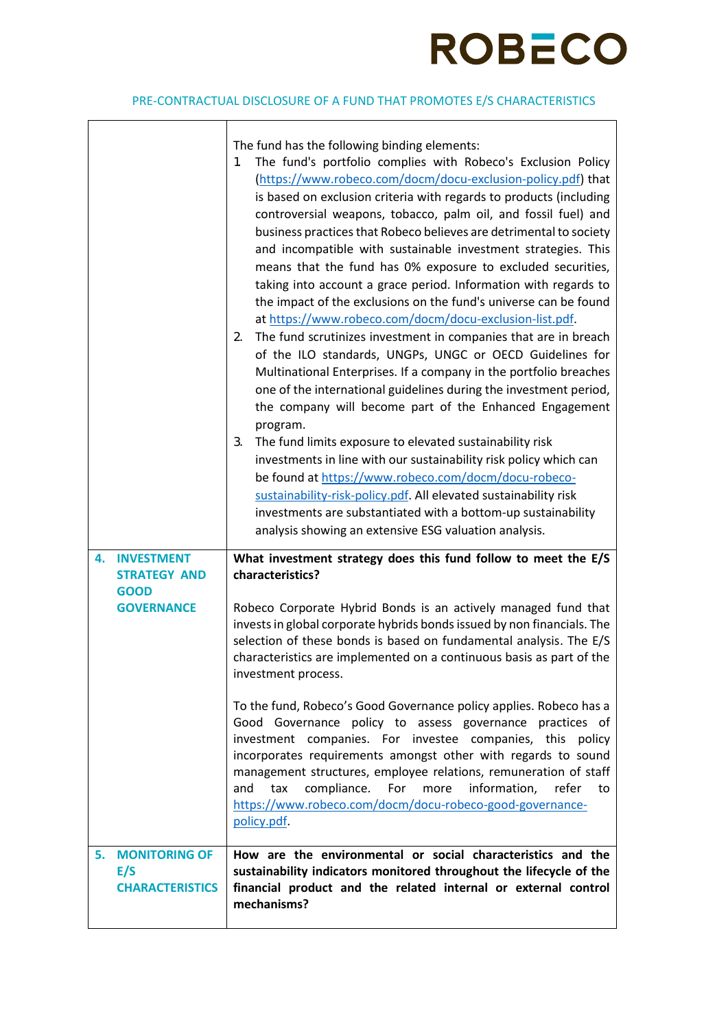| | |
|---|---|
| | The fund has the following binding elements:<br>1. The fund's portfolio complies with Robeco's Exclusion Policy (https://www.robeco.com/docm/docu-exclusion-policy.pdf) that is based on exclusion criteria with regards to products (including controversial weapons, tobacco, palm oil, and fossil fuel) and business practices that Robeco believes are detrimental to society and incompatible with sustainable investment strategies. This means that the fund has 0% exposure to excluded securities, taking into account a grace period. Information with regards to the impact of the exclusions on the fund's universe can be found at https://www.robeco.com/docm/docu-exclusion-list.pdf.<br>2. The fund scrutinizes investment in companies that are in breach of the ILO standards, UNGPs, UNGC or OECD Guidelines for Multinational Enterprises. If a company in the portfolio breaches one of the international guidelines during the investment period, the company will become part of the Enhanced Engagement program.<br>3. The fund limits exposure to elevated sustainability risk investments in line with our sustainability risk policy which can be found at https://www.robeco.com/docm/docu-robeco-sustainability-risk-policy.pdf. All elevated sustainability risk investments are substantiated with a bottom-up sustainability analysis showing an extensive ESG valuation analysis. |
| **4. INVESTMENT STRATEGY AND GOOD GOVERNANCE** | **What investment strategy does this fund follow to meet the E/S characteristics?**<br><br>Robeco Corporate Hybrid Bonds is an actively managed fund that invests in global corporate hybrids bonds issued by non financials. The selection of these bonds is based on fundamental analysis. The E/S characteristics are implemented on a continuous basis as part of the investment process.<br><br>To the fund, Robeco's Good Governance policy applies. Robeco has a Good Governance policy to assess governance practices of investment companies. For investee companies, this policy incorporates requirements amongst other with regards to sound management structures, employee relations, remuneration of staff and tax compliance. For more information, refer to https://www.robeco.com/docm/docu-robeco-good-governance-policy.pdf. |
| **5. MONITORING OF E/S CHARACTERISTICS** | **How are the environmental or social characteristics and the sustainability indicators monitored throughout the lifecycle of the financial product and the related internal or external control mechanisms?** |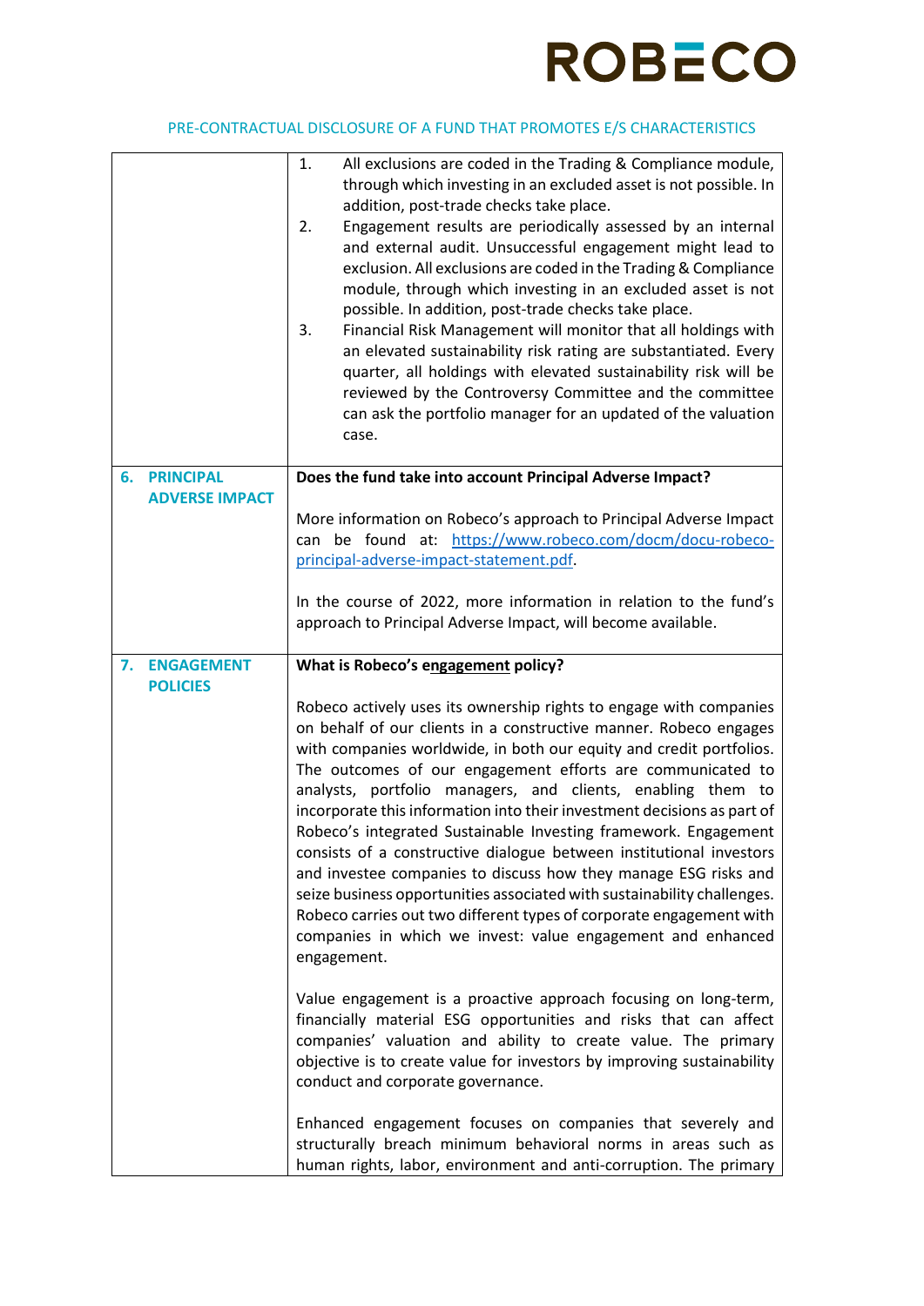PRE-CONTRACTUAL DISCLOSURE OF A FUND THAT PROMOTES E/S CHARACTERISTICS

| | |
|---|---|
| | 1. All exclusions are coded in the Trading & Compliance module, through which investing in an excluded asset is not possible. In addition, post-trade checks take place.<br>2. Engagement results are periodically assessed by an internal and external audit. Unsuccessful engagement might lead to exclusion. All exclusions are coded in the Trading & Compliance module, through which investing in an excluded asset is not possible. In addition, post-trade checks take place.<br>3. Financial Risk Management will monitor that all holdings with an elevated sustainability risk rating are substantiated. Every quarter, all holdings with elevated sustainability risk will be reviewed by the Controversy Committee and the committee can ask the portfolio manager for an updated of the valuation case. |
| **6. PRINCIPAL ADVERSE IMPACT** | **Does the fund take into account Principal Adverse Impact?**<br><br>More information on Robeco's approach to Principal Adverse Impact can be found at: [https://www.robeco.com/docm/docu-robeco-principal-adverse-impact-statement.pdf](https://www.robeco.com/docm/docu-robeco-principal-adverse-impact-statement.pdf).<br><br>In the course of 2022, more information in relation to the fund's approach to Principal Adverse Impact, will become available. |
| **7. ENGAGEMENT POLICIES** | **What is Robeco's engagement policy?**<br><br>Robeco actively uses its ownership rights to engage with companies on behalf of our clients in a constructive manner. Robeco engages with companies worldwide, in both our equity and credit portfolios. The outcomes of our engagement efforts are communicated to analysts, portfolio managers, and clients, enabling them to incorporate this information into their investment decisions as part of Robeco's integrated Sustainable Investing framework. Engagement consists of a constructive dialogue between institutional investors and investee companies to discuss how they manage ESG risks and seize business opportunities associated with sustainability challenges. Robeco carries out two different types of corporate engagement with companies in which we invest: value engagement and enhanced engagement.<br><br>Value engagement is a proactive approach focusing on long-term, financially material ESG opportunities and risks that can affect companies' valuation and ability to create value. The primary objective is to create value for investors by improving sustainability conduct and corporate governance.<br><br>Enhanced engagement focuses on companies that severely and structurally breach minimum behavioral norms in areas such as human rights, labor, environment and anti-corruption. The primary |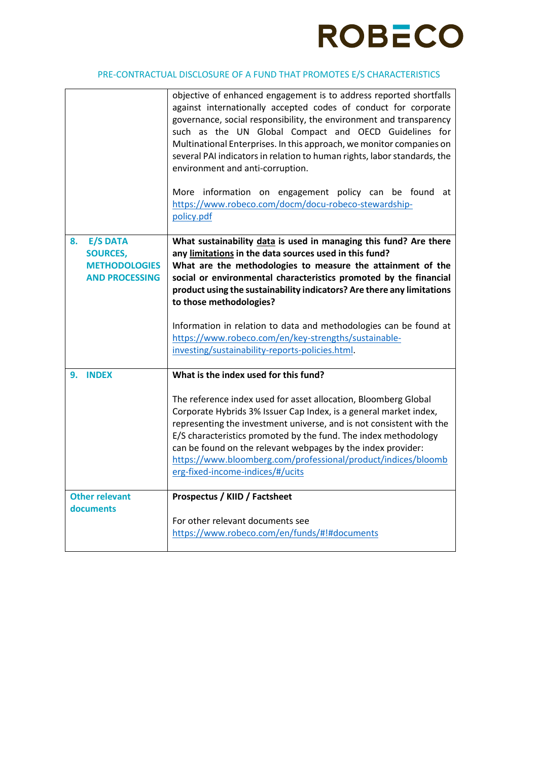| | |
|---|---|
| | objective of enhanced engagement is to address reported shortfalls against internationally accepted codes of conduct for corporate governance, social responsibility, the environment and transparency such as the UN Global Compact and OECD Guidelines for Multinational Enterprises. In this approach, we monitor companies on several PAI indicators in relation to human rights, labor standards, the environment and anti-corruption.<br><br>More information on engagement policy can be found at https://www.robeco.com/docm/docu-robeco-stewardship-policy.pdf |
| **8. E/S DATA SOURCES, METHODOLOGIES AND PROCESSING** | **What sustainability data is used in managing this fund? Are there any limitations in the data sources used in this fund?**<br>**What are the methodologies to measure the attainment of the social or environmental characteristics promoted by the financial product using the sustainability indicators? Are there any limitations to those methodologies?**<br><br>Information in relation to data and methodologies can be found at https://www.robeco.com/en/key-strengths/sustainable-investing/sustainability-reports-policies.html. |
| **9. INDEX** | **What is the index used for this fund?**<br><br>The reference index used for asset allocation, Bloomberg Global Corporate Hybrids 3% Issuer Cap Index, is a general market index, representing the investment universe, and is not consistent with the E/S characteristics promoted by the fund. The index methodology can be found on the relevant webpages by the index provider: https://www.bloomberg.com/professional/product/indices/bloomberg-fixed-income-indices/#/ucits |
| **Other relevant documents** | **Prospectus / KIID / Factsheet**<br><br>For other relevant documents see https://www.robeco.com/en/funds/#!#documents |